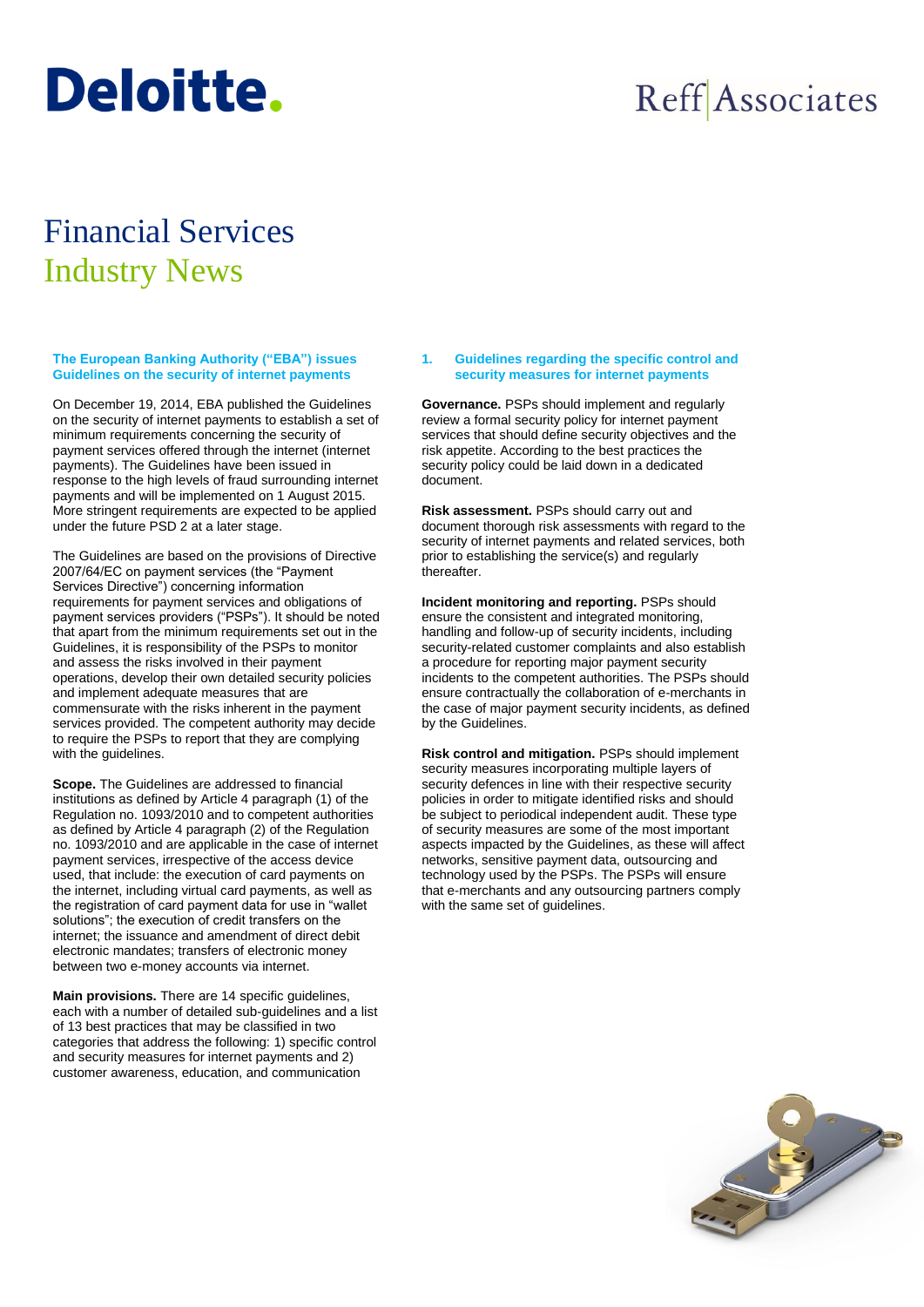Deloitte.

Reff Associates

# Financial Services Industry News

### The European Banking Authority ("EBA") issues Guidelines on the security of internet payments

On December 19, 2014, EBA published the Guidelines on the security of internet payments to establish a set of minimum requirements concerning the security of payment services offered through the internet (internet payments). The Guidelines have been issued in response to the high levels of fraud surrounding internet payments and will be implemented on 1 August 2015. More stringent requirements are expected to be applied under the future PSD 2 at a later stage.

The Guidelines are based on the provisions of Directive 2007/64/EC on payment services (the "Payment Services Directive") concerning information requirements for payment services and obligations of payment services providers ("PSPs"). It should be noted that apart from the minimum requirements set out in the Guidelines, it is responsibility of the PSPs to monitor and assess the risks involved in their payment operations, develop their own detailed security policies and implement adequate measures that are commensurate with the risks inherent in the payment services provided. The competent authority may decide to require the PSPs to report that they are complying with the guidelines.

**Scope.** The Guidelines are addressed to financial institutions as defined by Article 4 paragraph (1) of the Regulation no. 1093/2010 and to competent authorities as defined by Article 4 paragraph (2) of the Regulation no. 1093/2010 and are applicable in the case of internet payment services, irrespective of the access device used, that include: the execution of card payments on the internet, including virtual card payments, as well as the registration of card payment data for use in "wallet solutions"; the execution of credit transfers on the internet; the issuance and amendment of direct debit electronic mandates; transfers of electronic money between two e-money accounts via internet.

**Main provisions.** There are 14 specific guidelines, each with a number of detailed sub-guidelines and a list of 13 best practices that may be classified in two categories that address the following: 1) specific control and security measures for internet payments and 2) customer awareness, education, and communication

### 1. Guidelines regarding the specific control and security measures for internet payments

**Governance.** PSPs should implement and regularly review a formal security policy for internet payment services that should define security objectives and the risk appetite. According to the best practices the security policy could be laid down in a dedicated document.

**Risk assessment.** PSPs should carry out and document thorough risk assessments with regard to the security of internet payments and related services, both prior to establishing the service(s) and regularly thereafter.

**Incident monitoring and reporting.** PSPs should ensure the consistent and integrated monitoring, handling and follow-up of security incidents, including security-related customer complaints and also establish a procedure for reporting major payment security incidents to the competent authorities. The PSPs should ensure contractually the collaboration of e-merchants in the case of major payment security incidents, as defined by the Guidelines.

**Risk control and mitigation.** PSPs should implement security measures incorporating multiple layers of security defences in line with their respective security policies in order to mitigate identified risks and should be subject to periodical independent audit. These type of security measures are some of the most important aspects impacted by the Guidelines, as these will affect networks, sensitive payment data, outsourcing and technology used by the PSPs. The PSPs will ensure that e-merchants and any outsourcing partners comply with the same set of guidelines.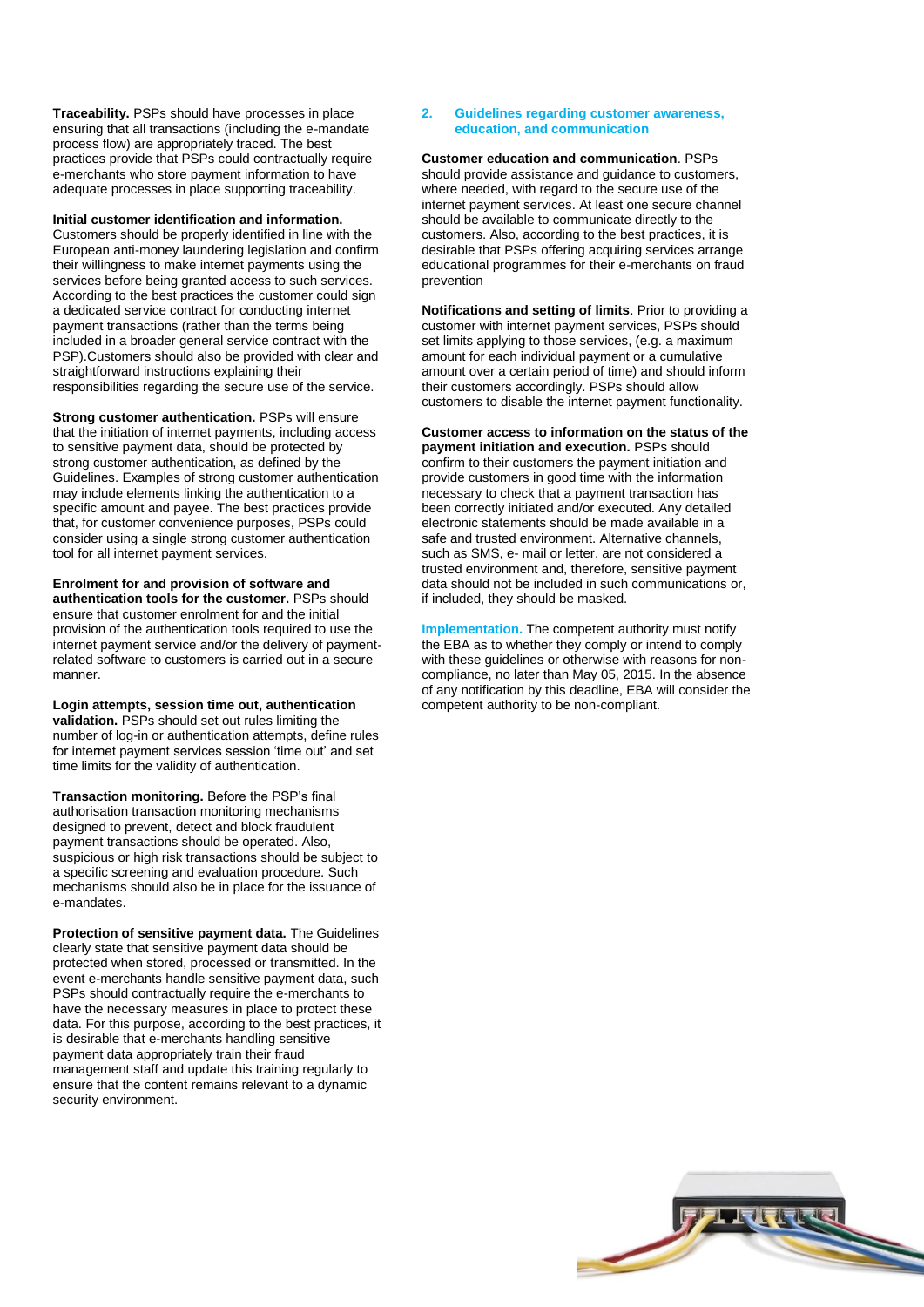**Traceability.** PSPs should have processes in place ensuring that all transactions (including the e-mandate process flow) are appropriately traced. The best practices provide that PSPs could contractually require e-merchants who store payment information to have adequate processes in place supporting traceability.

**Initial customer identification and information.** Customers should be properly identified in line with the European anti-money laundering legislation and confirm their willingness to make internet payments using the services before being granted access to such services. According to the best practices the customer could sign a dedicated service contract for conducting internet payment transactions (rather than the terms being included in a broader general service contract with the PSP).Customers should also be provided with clear and straightforward instructions explaining their responsibilities regarding the secure use of the service.

**Strong customer authentication.** PSPs will ensure that the initiation of internet payments, including access to sensitive payment data, should be protected by strong customer authentication, as defined by the Guidelines. Examples of strong customer authentication may include elements linking the authentication to a specific amount and payee. The best practices provide that, for customer convenience purposes, PSPs could consider using a single strong customer authentication tool for all internet payment services.

**Enrolment for and provision of software and authentication tools for the customer.** PSPs should ensure that customer enrolment for and the initial provision of the authentication tools required to use the internet payment service and/or the delivery of payment-related software to customers is carried out in a secure manner.

**Login attempts, session time out, authentication validation.** PSPs should set out rules limiting the number of log-in or authentication attempts, define rules for internet payment services session 'time out' and set time limits for the validity of authentication.

**Transaction monitoring.** Before the PSP's final authorisation transaction monitoring mechanisms designed to prevent, detect and block fraudulent payment transactions should be operated. Also, suspicious or high risk transactions should be subject to a specific screening and evaluation procedure. Such mechanisms should also be in place for the issuance of e-mandates.

**Protection of sensitive payment data.** The Guidelines clearly state that sensitive payment data should be protected when stored, processed or transmitted. In the event e-merchants handle sensitive payment data, such PSPs should contractually require the e-merchants to have the necessary measures in place to protect these data. For this purpose, according to the best practices, it is desirable that e-merchants handling sensitive payment data appropriately train their fraud management staff and update this training regularly to ensure that the content remains relevant to a dynamic security environment.

## 2. Guidelines regarding customer awareness, education, and communication

**Customer education and communication**. PSPs should provide assistance and guidance to customers, where needed, with regard to the secure use of the internet payment services. At least one secure channel should be available to communicate directly to the customers. Also, according to the best practices, it is desirable that PSPs offering acquiring services arrange educational programmes for their e-merchants on fraud prevention

**Notifications and setting of limits**. Prior to providing a customer with internet payment services, PSPs should set limits applying to those services, (e.g. a maximum amount for each individual payment or a cumulative amount over a certain period of time) and should inform their customers accordingly. PSPs should allow customers to disable the internet payment functionality.

**Customer access to information on the status of the payment initiation and execution.** PSPs should confirm to their customers the payment initiation and provide customers in good time with the information necessary to check that a payment transaction has been correctly initiated and/or executed. Any detailed electronic statements should be made available in a safe and trusted environment. Alternative channels, such as SMS, e- mail or letter, are not considered a trusted environment and, therefore, sensitive payment data should not be included in such communications or, if included, they should be masked.

**Implementation.** The competent authority must notify the EBA as to whether they comply or intend to comply with these guidelines or otherwise with reasons for non-compliance, no later than May 05, 2015. In the absence of any notification by this deadline, EBA will consider the competent authority to be non-compliant.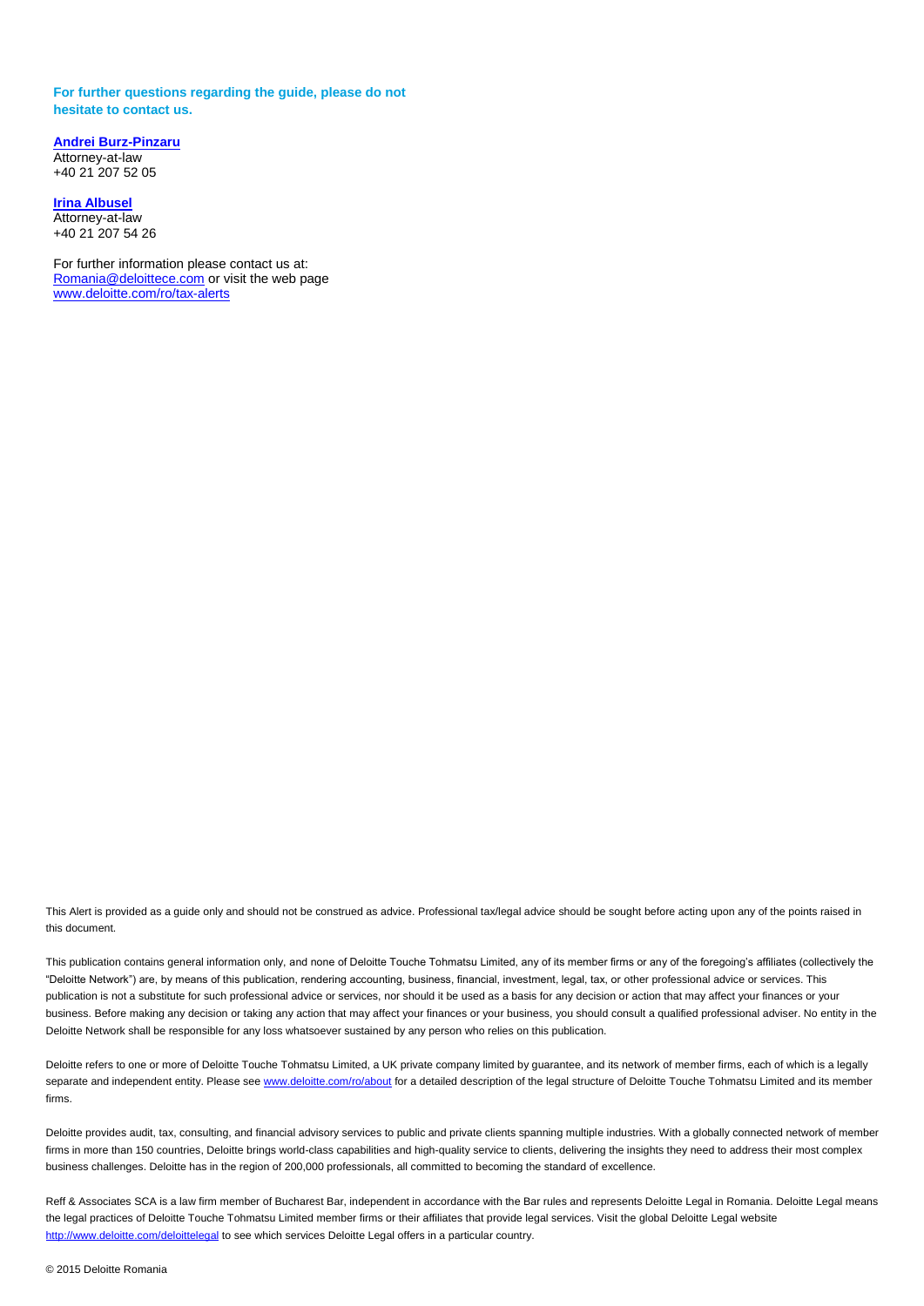**For further questions regarding the guide, please do not hesitate to contact us.**

**[Andrei Burz-Pinzaru]**
Attorney-at-law
+40 21 207 52 05

**[Irina Albusel]**
Attorney-at-law
+40 21 207 54 26

For further information please contact us at:
Romania@deloittece.com or visit the web page
www.deloitte.com/ro/tax-alerts

This Alert is provided as a guide only and should not be construed as advice. Professional tax/legal advice should be sought before acting upon any of the points raised in this document.

This publication contains general information only, and none of Deloitte Touche Tohmatsu Limited, any of its member firms or any of the foregoing's affiliates (collectively the "Deloitte Network") are, by means of this publication, rendering accounting, business, financial, investment, legal, tax, or other professional advice or services. This publication is not a substitute for such professional advice or services, nor should it be used as a basis for any decision or action that may affect your finances or your business. Before making any decision or taking any action that may affect your finances or your business, you should consult a qualified professional adviser. No entity in the Deloitte Network shall be responsible for any loss whatsoever sustained by any person who relies on this publication.

Deloitte refers to one or more of Deloitte Touche Tohmatsu Limited, a UK private company limited by guarantee, and its network of member firms, each of which is a legally separate and independent entity. Please see www.deloitte.com/ro/about for a detailed description of the legal structure of Deloitte Touche Tohmatsu Limited and its member firms.

Deloitte provides audit, tax, consulting, and financial advisory services to public and private clients spanning multiple industries. With a globally connected network of member firms in more than 150 countries, Deloitte brings world-class capabilities and high-quality service to clients, delivering the insights they need to address their most complex business challenges. Deloitte has in the region of 200,000 professionals, all committed to becoming the standard of excellence.

Reff & Associates SCA is a law firm member of Bucharest Bar, independent in accordance with the Bar rules and represents Deloitte Legal in Romania. Deloitte Legal means the legal practices of Deloitte Touche Tohmatsu Limited member firms or their affiliates that provide legal services. Visit the global Deloitte Legal website http://www.deloitte.com/deloittelegal to see which services Deloitte Legal offers in a particular country.

© 2015 Deloitte Romania